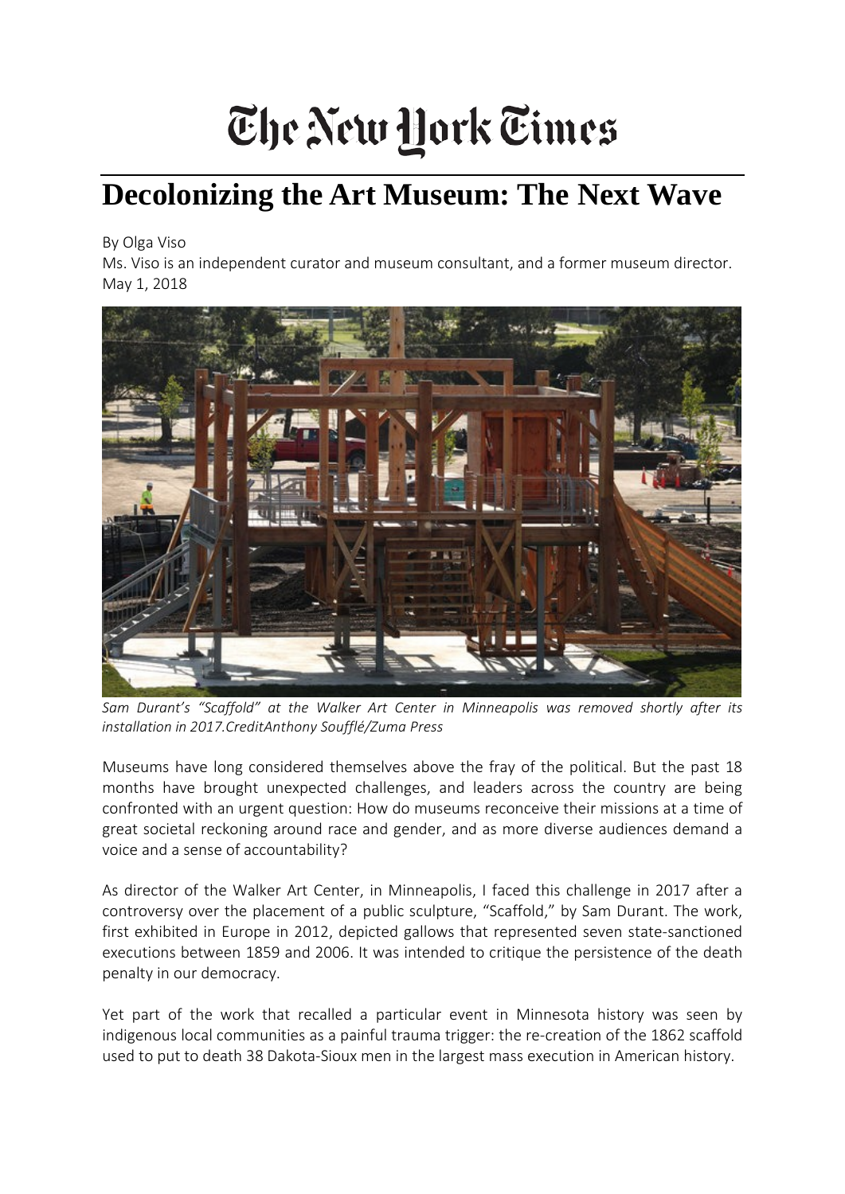# The New York Times

# Decolonizing the Art Museum: The Next Wave

By Olga Viso

Ms. Viso is an independent curator and museum consultant, and a former museum director.

May 1, 2018

*Sam Durant's "Scaffold" at the Walker Art Center in Minneapolis was removed shortly after its installation in 2017.CreditAnthony Soufflé/Zuma Press*

Museums have long considered themselves above the fray of the political. But the past 18 months have brought unexpected challenges, and leaders across the country are being confronted with an urgent question: How do museums reconceive their missions at a time of great societal reckoning around race and gender, and as more diverse audiences demand a voice and a sense of accountability?

As director of the Walker Art Center, in Minneapolis, I faced this challenge in 2017 after a controversy over the placement of a public sculpture, "Scaffold," by Sam Durant. The work, first exhibited in Europe in 2012, depicted gallows that represented seven state-sanctioned executions between 1859 and 2006. It was intended to critique the persistence of the death penalty in our democracy.

Yet part of the work that recalled a particular event in Minnesota history was seen by indigenous local communities as a painful trauma trigger: the re-creation of the 1862 scaffold used to put to death 38 Dakota-Sioux men in the largest mass execution in American history.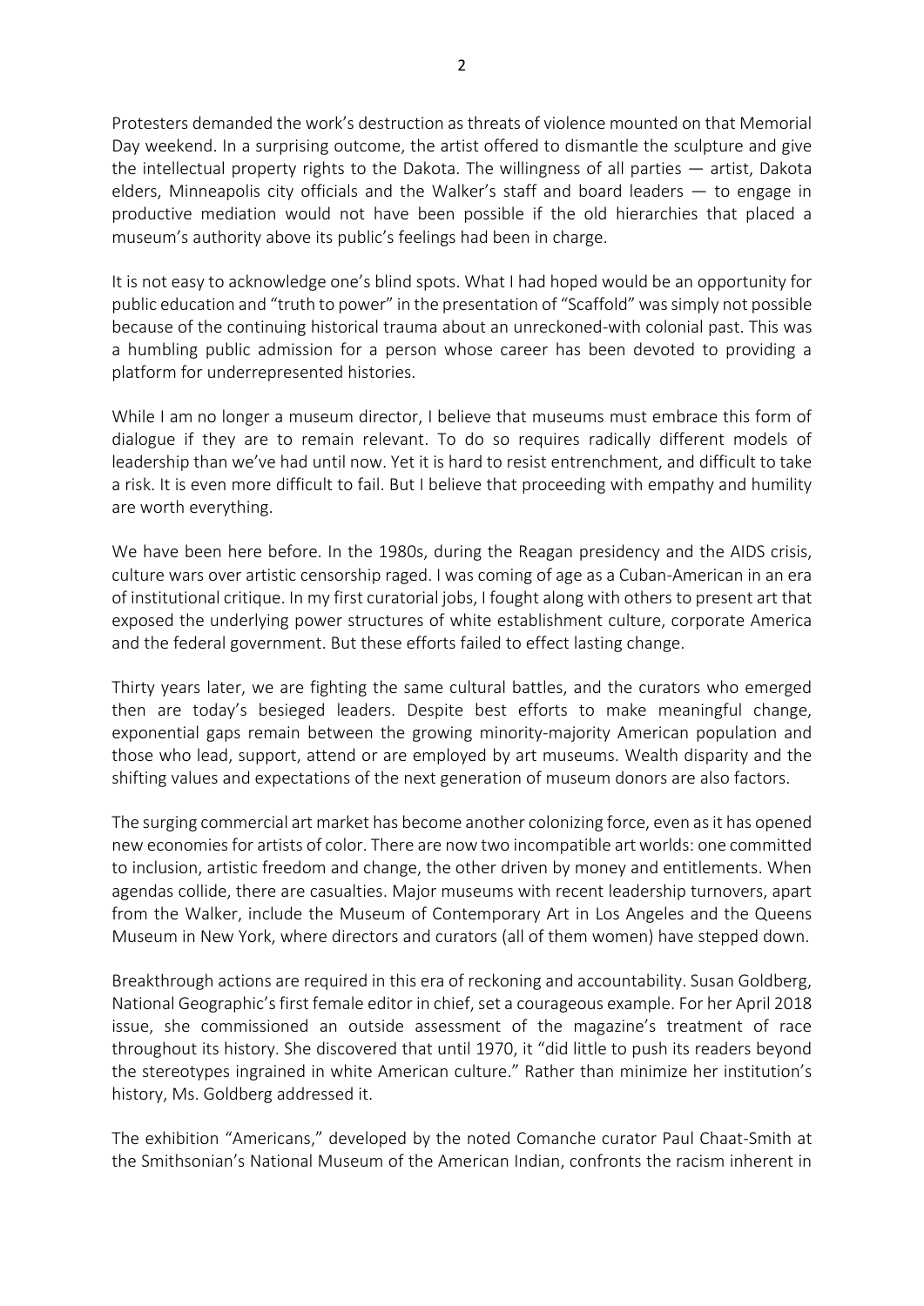Protesters demanded the work's destruction as threats of violence mounted on that Memorial Day weekend. In a surprising outcome, the artist offered to dismantle the sculpture and give the intellectual property rights to the Dakota. The willingness of all parties — artist, Dakota elders, Minneapolis city officials and the Walker's staff and board leaders — to engage in productive mediation would not have been possible if the old hierarchies that placed a museum's authority above its public's feelings had been in charge.

It is not easy to acknowledge one's blind spots. What I had hoped would be an opportunity for public education and "truth to power" in the presentation of "Scaffold" was simply not possible because of the continuing historical trauma about an unreckoned-with colonial past. This was a humbling public admission for a person whose career has been devoted to providing a platform for underrepresented histories.

While I am no longer a museum director, I believe that museums must embrace this form of dialogue if they are to remain relevant. To do so requires radically different models of leadership than we've had until now. Yet it is hard to resist entrenchment, and difficult to take a risk. It is even more difficult to fail. But I believe that proceeding with empathy and humility are worth everything.

We have been here before. In the 1980s, during the Reagan presidency and the AIDS crisis, culture wars over artistic censorship raged. I was coming of age as a Cuban-American in an era of institutional critique. In my first curatorial jobs, I fought along with others to present art that exposed the underlying power structures of white establishment culture, corporate America and the federal government. But these efforts failed to effect lasting change.

Thirty years later, we are fighting the same cultural battles, and the curators who emerged then are today's besieged leaders. Despite best efforts to make meaningful change, exponential gaps remain between the growing minority-majority American population and those who lead, support, attend or are employed by art museums. Wealth disparity and the shifting values and expectations of the next generation of museum donors are also factors.

The surging commercial art market has become another colonizing force, even as it has opened new economies for artists of color. There are now two incompatible art worlds: one committed to inclusion, artistic freedom and change, the other driven by money and entitlements. When agendas collide, there are casualties. Major museums with recent leadership turnovers, apart from the Walker, include the Museum of Contemporary Art in Los Angeles and the Queens Museum in New York, where directors and curators (all of them women) have stepped down.

Breakthrough actions are required in this era of reckoning and accountability. Susan Goldberg, National Geographic's first female editor in chief, set a courageous example. For her April 2018 issue, she commissioned an outside assessment of the magazine's treatment of race throughout its history. She discovered that until 1970, it "did little to push its readers beyond the stereotypes ingrained in white American culture." Rather than minimize her institution's history, Ms. Goldberg addressed it.

The exhibition "Americans," developed by the noted Comanche curator Paul Chaat-Smith at the Smithsonian's National Museum of the American Indian, confronts the racism inherent in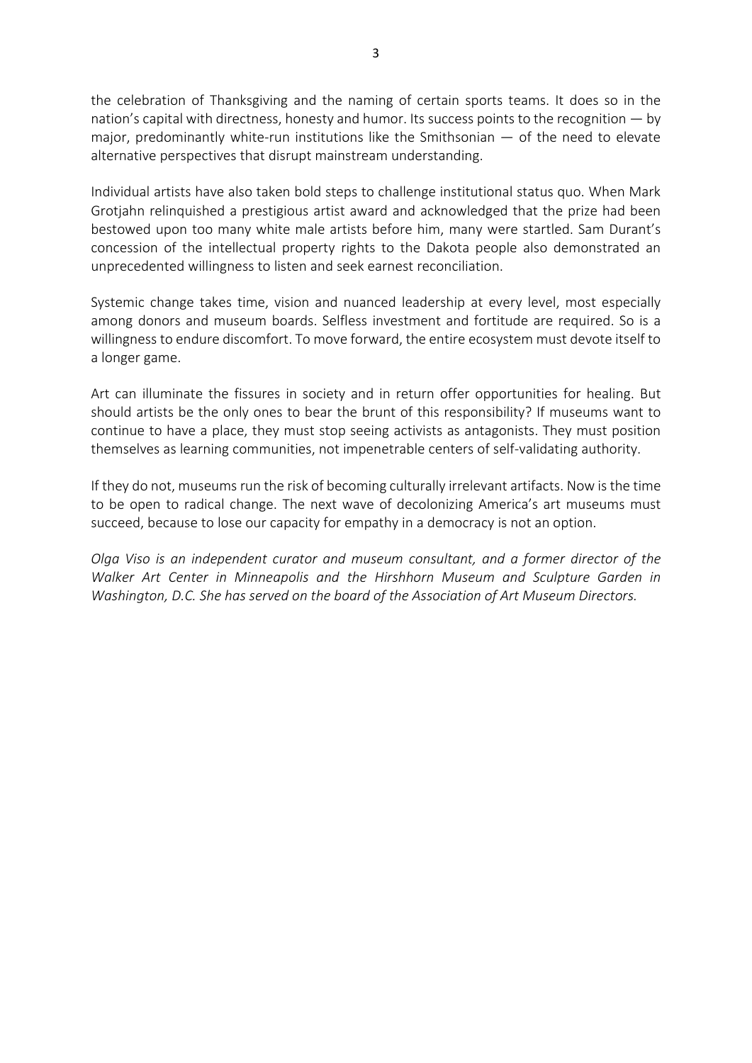the celebration of Thanksgiving and the naming of certain sports teams. It does so in the nation's capital with directness, honesty and humor. Its success points to the recognition — by major, predominantly white-run institutions like the Smithsonian — of the need to elevate alternative perspectives that disrupt mainstream understanding.

Individual artists have also taken bold steps to challenge institutional status quo. When Mark Grotjahn relinquished a prestigious artist award and acknowledged that the prize had been bestowed upon too many white male artists before him, many were startled. Sam Durant's concession of the intellectual property rights to the Dakota people also demonstrated an unprecedented willingness to listen and seek earnest reconciliation.

Systemic change takes time, vision and nuanced leadership at every level, most especially among donors and museum boards. Selfless investment and fortitude are required. So is a willingness to endure discomfort. To move forward, the entire ecosystem must devote itself to a longer game.

Art can illuminate the fissures in society and in return offer opportunities for healing. But should artists be the only ones to bear the brunt of this responsibility? If museums want to continue to have a place, they must stop seeing activists as antagonists. They must position themselves as learning communities, not impenetrable centers of self-validating authority.

If they do not, museums run the risk of becoming culturally irrelevant artifacts. Now is the time to be open to radical change. The next wave of decolonizing America's art museums must succeed, because to lose our capacity for empathy in a democracy is not an option.

*Olga Viso is an independent curator and museum consultant, and a former director of the Walker Art Center in Minneapolis and the Hirshhorn Museum and Sculpture Garden in Washington, D.C. She has served on the board of the Association of Art Museum Directors.*